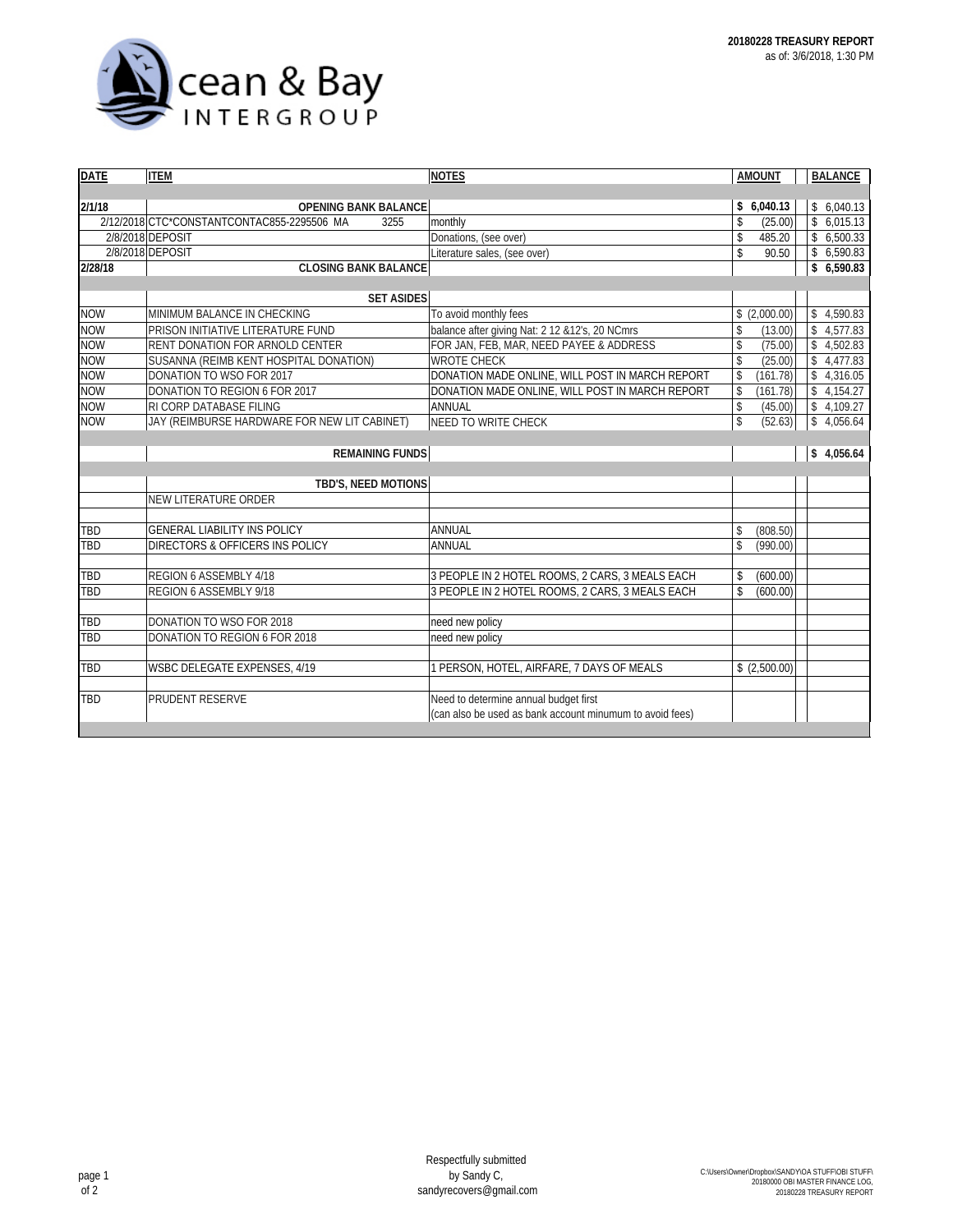**Ocean & Bay INTERGROUP**

**20180228 TREASURY REPORT**
as of: 3/6/2018, 1:30 PM

| DATE | ITEM | NOTES | AMOUNT | BALANCE |
|---|---|---|---|---|
| **2/1/18** | **OPENING BANK BALANCE** | | **$ 6,040.13** | $ 6,040.13 |
| 2/12/2018 | CTC*CONSTANTCONTAC855-2295506 MA 3255 | monthly | $ (25.00) | $ 6,015.13 |
| 2/8/2018 | DEPOSIT | Donations, (see over) | $ 485.20 | $ 6,500.33 |
| 2/8/2018 | DEPOSIT | Literature sales, (see over) | $ 90.50 | $ 6,590.83 |
| **2/28/18** | **CLOSING BANK BALANCE** | | | **$ 6,590.83** |
| | | | | |
| | **SET ASIDES** | | | |
| NOW | MINIMUM BALANCE IN CHECKING | To avoid monthly fees | $ (2,000.00) | $ 4,590.83 |
| NOW | PRISON INITIATIVE LITERATURE FUND | balance after giving Nat: 2 12 &12's, 20 NCmrs | $ (13.00) | $ 4,577.83 |
| NOW | RENT DONATION FOR ARNOLD CENTER | FOR JAN, FEB, MAR, NEED PAYEE & ADDRESS | $ (75.00) | $ 4,502.83 |
| NOW | SUSANNA (REIMB KENT HOSPITAL DONATION) | WROTE CHECK | $ (25.00) | $ 4,477.83 |
| NOW | DONATION TO WSO FOR 2017 | DONATION MADE ONLINE, WILL POST IN MARCH REPORT | $ (161.78) | $ 4,316.05 |
| NOW | DONATION TO REGION 6 FOR 2017 | DONATION MADE ONLINE, WILL POST IN MARCH REPORT | $ (161.78) | $ 4,154.27 |
| NOW | RI CORP DATABASE FILING | ANNUAL | $ (45.00) | $ 4,109.27 |
| NOW | JAY (REIMBURSE HARDWARE FOR NEW LIT CABINET) | NEED TO WRITE CHECK | $ (52.63) | $ 4,056.64 |
| | | | | |
| | **REMAINING FUNDS** | | | **$ 4,056.64** |
| | | | | |
| | **TBD'S, NEED MOTIONS** | | | |
| | NEW LITERATURE ORDER | | | |
| | | | | |
| TBD | GENERAL LIABILITY INS POLICY | ANNUAL | $ (808.50) | |
| TBD | DIRECTORS & OFFICERS INS POLICY | ANNUAL | $ (990.00) | |
| | | | | |
| TBD | REGION 6 ASSEMBLY 4/18 | 3 PEOPLE IN 2 HOTEL ROOMS, 2 CARS, 3 MEALS EACH | $ (600.00) | |
| TBD | REGION 6 ASSEMBLY 9/18 | 3 PEOPLE IN 2 HOTEL ROOMS, 2 CARS, 3 MEALS EACH | $ (600.00) | |
| | | | | |
| TBD | DONATION TO WSO FOR 2018 | need new policy | | |
| TBD | DONATION TO REGION 6 FOR 2018 | need new policy | | |
| | | | | |
| TBD | WSBC DELEGATE EXPENSES, 4/19 | 1 PERSON, HOTEL, AIRFARE, 7 DAYS OF MEALS | $ (2,500.00) | |
| | | | | |
| TBD | PRUDENT RESERVE | Need to determine annual budget first (can also be used as bank account minumum to avoid fees) | | |

Respectfully submitted
by Sandy C,
sandyrecovers@gmail.com

C:\Users\Owner\Dropbox\SANDY\OA STUFF\OBI STUFF\ 20180000 OBI MASTER FINANCE LOG, 20180228 TREASURY REPORT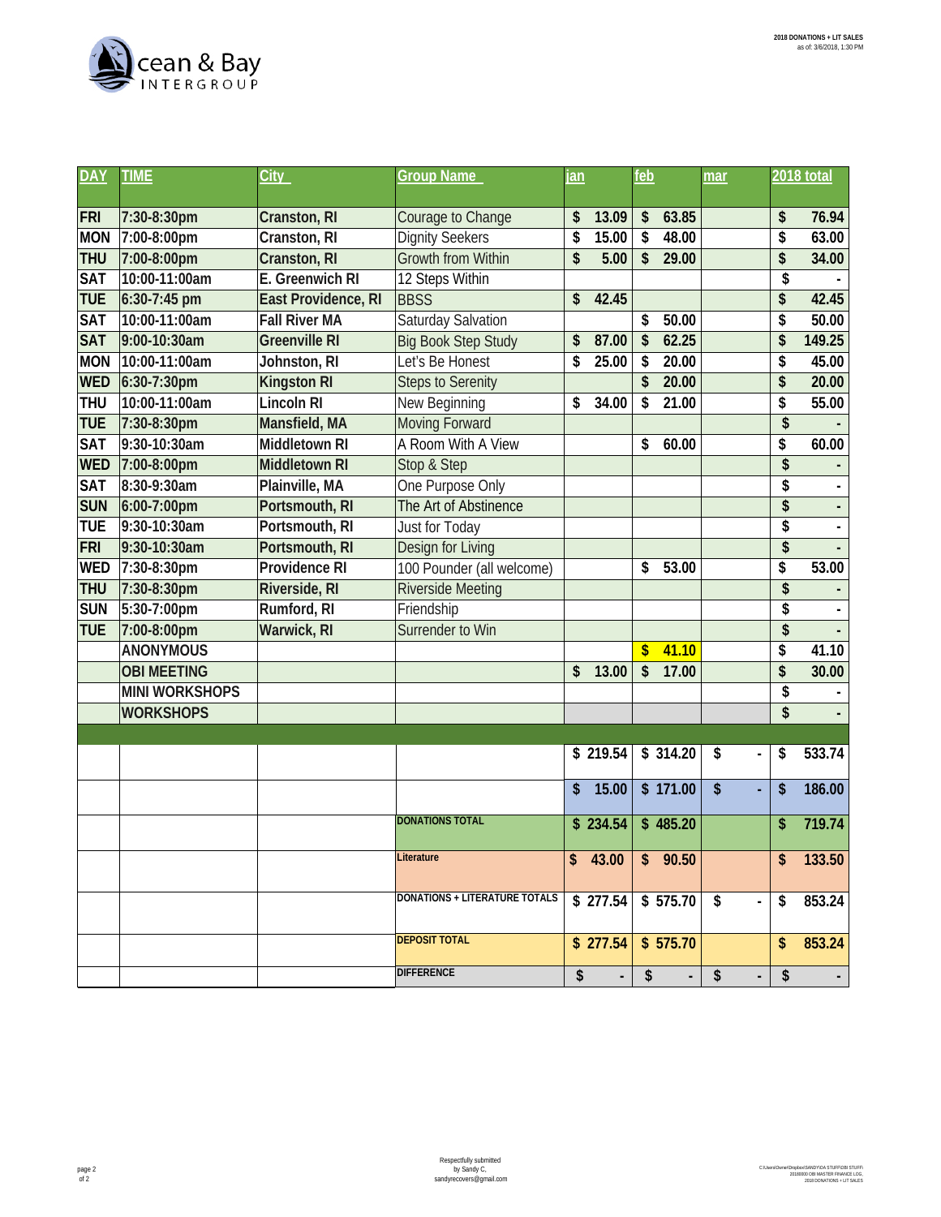Ocean & Bay INTERGROUP

**2018 DONATIONS + LIT SALES**
as of: 3/6/2018, 1:30 PM

| DAY | TIME | City | Group Name | jan | feb | mar | 2018 total |
|---|---|---|---|---|---|---|---|
| FRI | 7:30-8:30pm | Cranston, RI | Courage to Change | $ 13.09 | $ 63.85 | | $ 76.94 |
| MON | 7:00-8:00pm | Cranston, RI | Dignity Seekers | $ 15.00 | $ 48.00 | | $ 63.00 |
| THU | 7:00-8:00pm | Cranston, RI | Growth from Within | $ 5.00 | $ 29.00 | | $ 34.00 |
| SAT | 10:00-11:00am | E. Greenwich RI | 12 Steps Within | | | | $ - |
| TUE | 6:30-7:45 pm | East Providence, RI | BBSS | $ 42.45 | | | $ 42.45 |
| SAT | 10:00-11:00am | Fall River MA | Saturday Salvation | | $ 50.00 | | $ 50.00 |
| SAT | 9:00-10:30am | Greenville RI | Big Book Step Study | $ 87.00 | $ 62.25 | | $ 149.25 |
| MON | 10:00-11:00am | Johnston, RI | Let's Be Honest | $ 25.00 | $ 20.00 | | $ 45.00 |
| WED | 6:30-7:30pm | Kingston RI | Steps to Serenity | | $ 20.00 | | $ 20.00 |
| THU | 10:00-11:00am | Lincoln RI | New Beginning | $ 34.00 | $ 21.00 | | $ 55.00 |
| TUE | 7:30-8:30pm | Mansfield, MA | Moving Forward | | | | $ - |
| SAT | 9:30-10:30am | Middletown RI | A Room With A View | | $ 60.00 | | $ 60.00 |
| WED | 7:00-8:00pm | Middletown RI | Stop & Step | | | | $ - |
| SAT | 8:30-9:30am | Plainville, MA | One Purpose Only | | | | $ - |
| SUN | 6:00-7:00pm | Portsmouth, RI | The Art of Abstinence | | | | $ - |
| TUE | 9:30-10:30am | Portsmouth, RI | Just for Today | | | | $ - |
| FRI | 9:30-10:30am | Portsmouth, RI | Design for Living | | | | $ - |
| WED | 7:30-8:30pm | Providence RI | 100 Pounder (all welcome) | | $ 53.00 | | $ 53.00 |
| THU | 7:30-8:30pm | Riverside, RI | Riverside Meeting | | | | $ - |
| SUN | 5:30-7:00pm | Rumford, RI | Friendship | | | | $ - |
| TUE | 7:00-8:00pm | Warwick, RI | Surrender to Win | | | | $ - |
| | ANONYMOUS | | | | $ 41.10 | | $ 41.10 |
| | OBI MEETING | | | $ 13.00 | $ 17.00 | | $ 30.00 |
| | MINI WORKSHOPS | | | | | | $ - |
| | WORKSHOPS | | | | | | $ - |
| | | | | $ 219.54 | $ 314.20 | $ - | $ 533.74 |
| | | | | $ 15.00 | $ 171.00 | $ - | $ 186.00 |
| | | | DONATIONS TOTAL | $ 234.54 | $ 485.20 | | $ 719.74 |
| | | | Literature | $ 43.00 | $ 90.50 | | $ 133.50 |
| | | | DONATIONS + LITERATURE TOTALS | $ 277.54 | $ 575.70 | $ - | $ 853.24 |
| | | | DEPOSIT TOTAL | $ 277.54 | $ 575.70 | | $ 853.24 |
| | | | DIFFERENCE | $ - | $ - | $ - | $ - |

Respectfully submitted
by Sandy C,
sandyrecovers@gmail.com

C:\Users\Owner\Dropbox\SANDY\OA STUFF\OBI STUFF\20180000 OBI MASTER FINANCE LOG, 2018 DONATIONS + LIT SALES